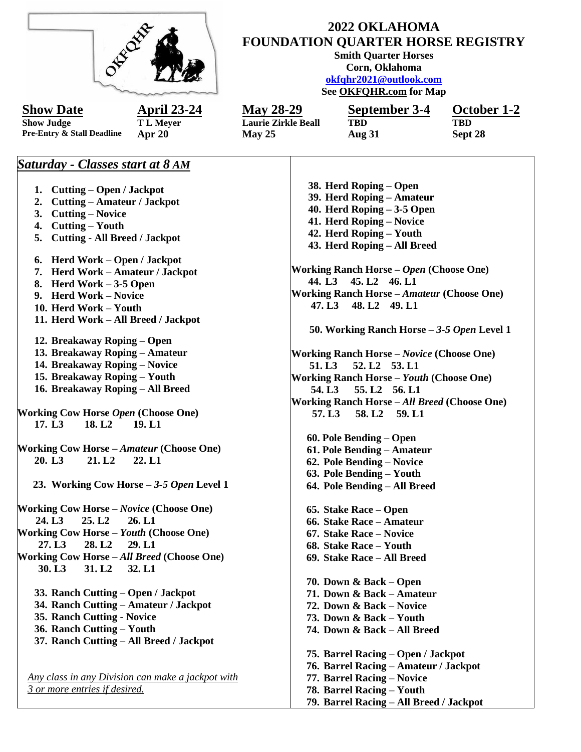# 2022 OKLAHOMA FOUNDATION QUARTER HORSE REGISTRY

**Smith Quarter Horses**
**Corn, Oklahoma**
**okfqhr2021@outlook.com**
**See OKFQHR.com for Map**

| **Show Date** | **April 23-24** | **May 28-29** | **September 3-4** | **October 1-2** |
|---|---|---|---|---|
| **Show Judge** | **T L Meyer** | **Laurie Zirkle Beall** | **TBD** | **TBD** |
| **Pre-Entry & Stall Deadline** | **Apr 20** | **May 25** | **Aug 31** | **Sept 28** |

## *Saturday - Classes start at 8 AM*

1. **Cutting – Open / Jackpot**
2. **Cutting – Amateur / Jackpot**
3. **Cutting – Novice**
4. **Cutting – Youth**
5. **Cutting - All Breed / Jackpot**

6. **Herd Work – Open / Jackpot**
7. **Herd Work – Amateur / Jackpot**
8. **Herd Work – 3-5 Open**
9. **Herd Work – Novice**
10. **Herd Work – Youth**
11. **Herd Work – All Breed / Jackpot**

12. **Breakaway Roping – Open**
13. **Breakaway Roping – Amateur**
14. **Breakaway Roping – Novice**
15. **Breakaway Roping – Youth**
16. **Breakaway Roping – All Breed**

**Working Cow Horse *Open* (Choose One)**
**17. L3 18. L2 19. L1**

**Working Cow Horse – *Amateur* (Choose One)**
**20. L3 21. L2 22. L1**

**23. Working Cow Horse – *3-5 Open* Level 1**

**Working Cow Horse – *Novice* (Choose One)**
**24. L3 25. L2 26. L1**

**Working Cow Horse – *Youth* (Choose One)**
**27. L3 28. L2 29. L1**

**Working Cow Horse – *All Breed* (Choose One)**
**30. L3 31. L2 32. L1**

33. **Ranch Cutting – Open / Jackpot**
34. **Ranch Cutting – Amateur / Jackpot**
35. **Ranch Cutting - Novice**
36. **Ranch Cutting – Youth**
37. **Ranch Cutting – All Breed / Jackpot**

*Any class in any Division can make a jackpot with 3 or more entries if desired.*

38. **Herd Roping – Open**
39. **Herd Roping – Amateur**
40. **Herd Roping – 3-5 Open**
41. **Herd Roping – Novice**
42. **Herd Roping – Youth**
43. **Herd Roping – All Breed**

**Working Ranch Horse – *Open* (Choose One)**
**44. L3 45. L2 46. L1**

**Working Ranch Horse – *Amateur* (Choose One)**
**47. L3 48. L2 49. L1**

**50. Working Ranch Horse – *3-5 Open* Level 1**

**Working Ranch Horse – *Novice* (Choose One)**
**51. L3 52. L2 53. L1**

**Working Ranch Horse – *Youth* (Choose One)**
**54. L3 55. L2 56. L1**

**Working Ranch Horse – *All Breed* (Choose One)**
**57. L3 58. L2 59. L1**

60. **Pole Bending – Open**
61. **Pole Bending – Amateur**
62. **Pole Bending – Novice**
63. **Pole Bending – Youth**
64. **Pole Bending – All Breed**

65. **Stake Race – Open**
66. **Stake Race – Amateur**
67. **Stake Race – Novice**
68. **Stake Race – Youth**
69. **Stake Race – All Breed**

70. **Down & Back – Open**
71. **Down & Back – Amateur**
72. **Down & Back – Novice**
73. **Down & Back – Youth**
74. **Down & Back – All Breed**

75. **Barrel Racing – Open / Jackpot**
76. **Barrel Racing – Amateur / Jackpot**
77. **Barrel Racing – Novice**
78. **Barrel Racing – Youth**
79. **Barrel Racing – All Breed / Jackpot**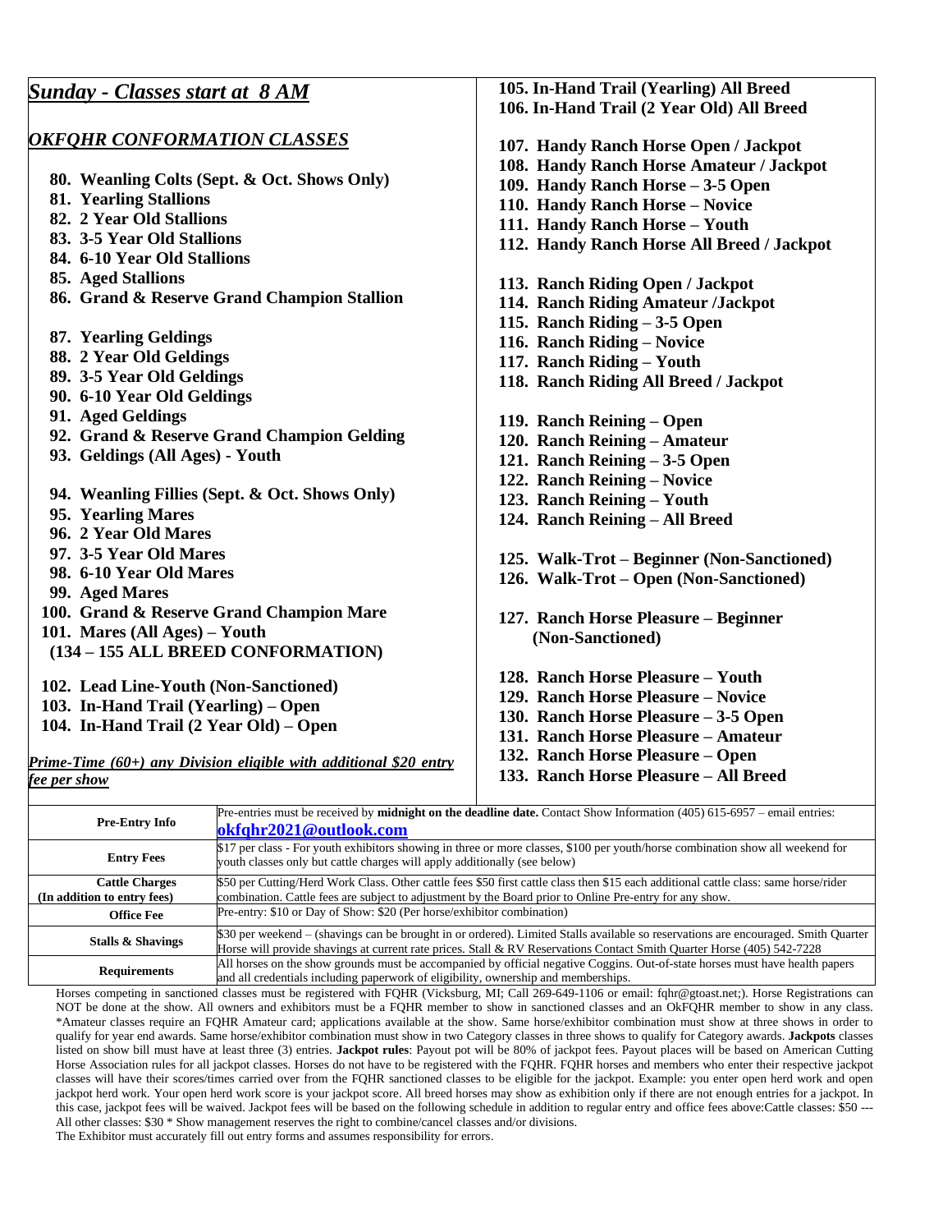## *Sunday - Classes start at 8 AM*

### *OKFQHR CONFORMATION CLASSES*

80. **Weanling Colts (Sept. & Oct. Shows Only)**
81. **Yearling Stallions**
82. **2 Year Old Stallions**
83. **3-5 Year Old Stallions**
84. **6-10 Year Old Stallions**
85. **Aged Stallions**
86. **Grand & Reserve Grand Champion Stallion**

87. **Yearling Geldings**
88. **2 Year Old Geldings**
89. **3-5 Year Old Geldings**
90. **6-10 Year Old Geldings**
91. **Aged Geldings**
92. **Grand & Reserve Grand Champion Gelding**
93. **Geldings (All Ages) - Youth**

94. **Weanling Fillies (Sept. & Oct. Shows Only)**
95. **Yearling Mares**
96. **2 Year Old Mares**
97. **3-5 Year Old Mares**
98. **6-10 Year Old Mares**
99. **Aged Mares**
100. **Grand & Reserve Grand Champion Mare**
101. **Mares (All Ages) – Youth**

**(134 – 155 ALL BREED CONFORMATION)**

102. **Lead Line-Youth (Non-Sanctioned)**
103. **In-Hand Trail (Yearling) – Open**
104. **In-Hand Trail (2 Year Old) – Open**

***Prime-Time (60+) any Division eligible with additional $20 entry fee per show***

105. **In-Hand Trail (Yearling) All Breed**
106. **In-Hand Trail (2 Year Old) All Breed**

107. **Handy Ranch Horse Open / Jackpot**
108. **Handy Ranch Horse Amateur / Jackpot**
109. **Handy Ranch Horse – 3-5 Open**
110. **Handy Ranch Horse – Novice**
111. **Handy Ranch Horse – Youth**
112. **Handy Ranch Horse All Breed / Jackpot**

113. **Ranch Riding Open / Jackpot**
114. **Ranch Riding Amateur /Jackpot**
115. **Ranch Riding – 3-5 Open**
116. **Ranch Riding – Novice**
117. **Ranch Riding – Youth**
118. **Ranch Riding All Breed / Jackpot**

119. **Ranch Reining – Open**
120. **Ranch Reining – Amateur**
121. **Ranch Reining – 3-5 Open**
122. **Ranch Reining – Novice**
123. **Ranch Reining – Youth**
124. **Ranch Reining – All Breed**

125. **Walk-Trot – Beginner (Non-Sanctioned)**
126. **Walk-Trot – Open (Non-Sanctioned)**

127. **Ranch Horse Pleasure – Beginner (Non-Sanctioned)**

128. **Ranch Horse Pleasure – Youth**
129. **Ranch Horse Pleasure – Novice**
130. **Ranch Horse Pleasure – 3-5 Open**
131. **Ranch Horse Pleasure – Amateur**
132. **Ranch Horse Pleasure – Open**
133. **Ranch Horse Pleasure – All Breed**

| | |
|---|---|
| **Pre-Entry Info** | Pre-entries must be received by **midnight on the deadline date.** Contact Show Information (405) 615-6957 – email entries: **okfqhr2021@outlook.com** |
| **Entry Fees** | $17 per class - For youth exhibitors showing in three or more classes, $100 per youth/horse combination show all weekend for youth classes only but cattle charges will apply additionally (see below) |
| **Cattle Charges (In addition to entry fees)** | $50 per Cutting/Herd Work Class. Other cattle fees $50 first cattle class then $15 each additional cattle class: same horse/rider combination. Cattle fees are subject to adjustment by the Board prior to Online Pre-entry for any show. |
| **Office Fee** | Pre-entry: $10 or Day of Show: $20 (Per horse/exhibitor combination) |
| **Stalls & Shavings** | $30 per weekend – (shavings can be brought in or ordered). Limited Stalls available so reservations are encouraged. Smith Quarter Horse will provide shavings at current rate prices. Stall & RV Reservations Contact Smith Quarter Horse (405) 542-7228 |
| **Requirements** | All horses on the show grounds must be accompanied by official negative Coggins. Out-of-state horses must have health papers and all credentials including paperwork of eligibility, ownership and memberships. |

Horses competing in sanctioned classes must be registered with FQHR (Vicksburg, MI; Call 269-649-1106 or email: fqhr@gtoast.net;). Horse Registrations can NOT be done at the show. All owners and exhibitors must be a FQHR member to show in sanctioned classes and an OkFQHR member to show in any class. *Amateur classes require an FQHR Amateur card; applications available at the show. Same horse/exhibitor combination must show at three shows in order to qualify for year end awards. Same horse/exhibitor combination must show in two Category classes in three shows to qualify for Category awards. **Jackpots** classes listed on show bill must have at least three (3) entries. **Jackpot rules**: Payout pot will be 80% of jackpot fees. Payout places will be based on American Cutting Horse Association rules for all jackpot classes. Horses do not have to be registered with the FQHR. FQHR horses and members who enter their respective jackpot classes will have their scores/times carried over from the FQHR sanctioned classes to be eligible for the jackpot. Example: you enter open herd work and open jackpot herd work. Your open herd work score is your jackpot score. All breed horses may show as exhibition only if there are not enough entries for a jackpot. In this case, jackpot fees will be waived. Jackpot fees will be based on the following schedule in addition to regular entry and office fees above:Cattle classes: $50 --- All other classes: $30 * Show management reserves the right to combine/cancel classes and/or divisions.

The Exhibitor must accurately fill out entry forms and assumes responsibility for errors.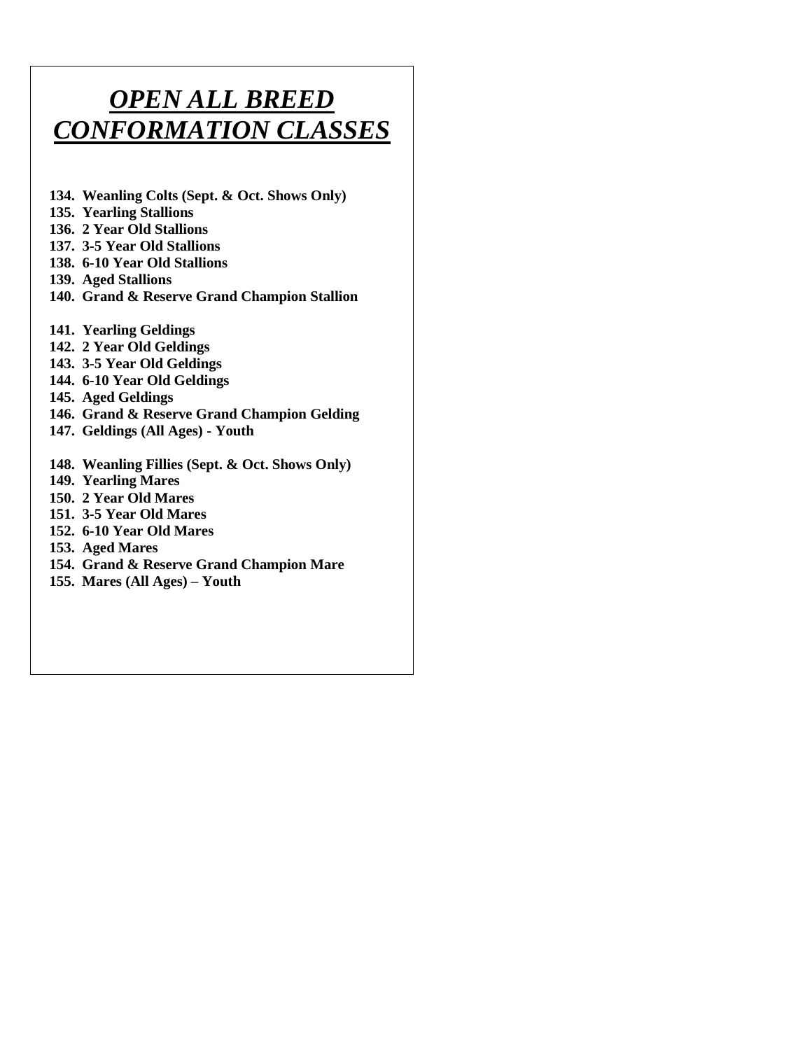# ***OPEN ALL BREED CONFORMATION CLASSES***

**134. Weanling Colts (Sept. & Oct. Shows Only)**
**135. Yearling Stallions**
**136. 2 Year Old Stallions**
**137. 3-5 Year Old Stallions**
**138. 6-10 Year Old Stallions**
**139. Aged Stallions**
**140. Grand & Reserve Grand Champion Stallion**

**141. Yearling Geldings**
**142. 2 Year Old Geldings**
**143. 3-5 Year Old Geldings**
**144. 6-10 Year Old Geldings**
**145. Aged Geldings**
**146. Grand & Reserve Grand Champion Gelding**
**147. Geldings (All Ages) - Youth**

**148. Weanling Fillies (Sept. & Oct. Shows Only)**
**149. Yearling Mares**
**150. 2 Year Old Mares**
**151. 3-5 Year Old Mares**
**152. 6-10 Year Old Mares**
**153. Aged Mares**
**154. Grand & Reserve Grand Champion Mare**
**155. Mares (All Ages) – Youth**